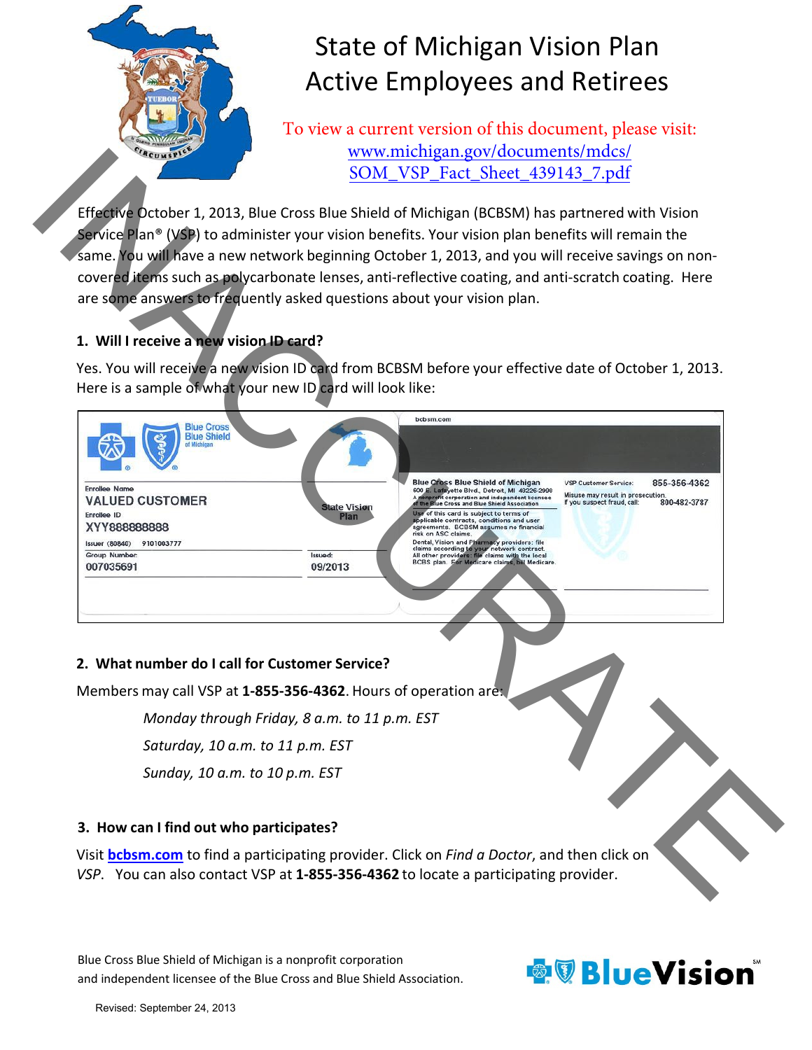# State of Michigan Vision Plan Active Employees and Retirees

To view a current version of this document, please visit: [www.michigan.gov/documents/mdcs/SOM_VSP_Fact_Sheet_439143_7.pdf](www.michigan.gov/documents/mdcs/SOM_VSP_Fact_Sheet_439143_7.pdf)

INACCURATE

Effective October 1, 2013, Blue Cross Blue Shield of Michigan (BCBSM) has partnered with Vision Service Plan® (VSP) to administer your vision benefits. Your vision plan benefits will remain the same. You will have a new network beginning October 1, 2013, and you will receive savings on non-covered items such as polycarbonate lenses, anti-reflective coating, and anti-scratch coating. Here are some answers to frequently asked questions about your vision plan.

## 1. Will I receive a new vision ID card?

Yes. You will receive a new vision ID card from BCBSM before your effective date of October 1, 2013. Here is a sample of what your new ID card will look like:

Blue Cross Blue Shield of Michigan

Enrollee Name: VALUED CUSTOMER

Enrollee ID: XYY888888888

Issuer (80840) 9101003777

Group Number: 007035691

State Vision Plan

Issued: 09/2013

bcbsm.com

Blue Cross Blue Shield of Michigan, 600 E. Lafayette Blvd., Detroit, MI 48226-2998. A nonprofit corporation and independent licensee of the Blue Cross and Blue Shield Association.

Use of this card is subject to terms of applicable contracts, conditions and user agreements. BCBSM assumes no financial risk on ASC claims.

Dental, Vision and Pharmacy providers: file claims according to your network contract. All other providers: file claims with the local BCBS plan. For Medicare claims, bill Medicare.

VSP Customer Service: 855-356-4362

Misuse may result in prosecution. If you suspect fraud, call: 800-482-3787

## 2. What number do I call for Customer Service?

Members may call VSP at **1-855-356-4362**. Hours of operation are:

*Monday through Friday, 8 a.m. to 11 p.m. EST*

*Saturday, 10 a.m. to 11 p.m. EST*

*Sunday, 10 a.m. to 10 p.m. EST*

## 3. How can I find out who participates?

Visit **[bcbsm.com](bcbsm.com)** to find a participating provider. Click on *Find a Doctor*, and then click on *VSP*. You can also contact VSP at **1-855-356-4362** to locate a participating provider.

Blue Cross Blue Shield of Michigan is a nonprofit corporation and independent licensee of the Blue Cross and Blue Shield Association.

BlueVision℠

Revised: September 24, 2013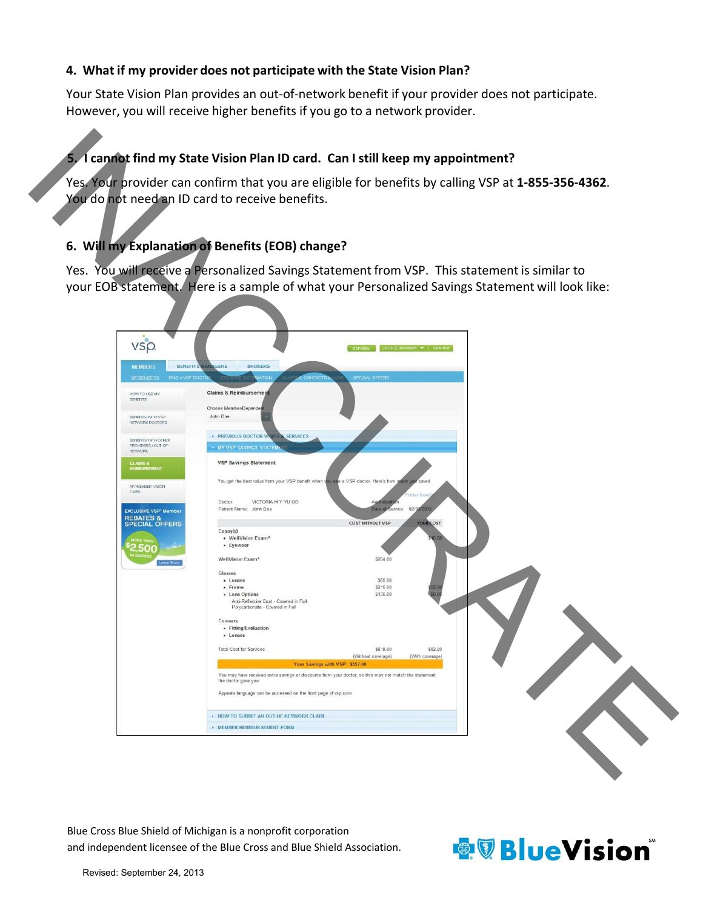## 4. What if my provider does not participate with the State Vision Plan?

Your State Vision Plan provides an out-of-network benefit if your provider does not participate. However, you will receive higher benefits if you go to a network provider.

## 5. I cannot find my State Vision Plan ID card. Can I still keep my appointment?

Yes. Your provider can confirm that you are eligible for benefits by calling VSP at **1-855-356-4362**. You do not need an ID card to receive benefits.

## 6. Will my Explanation of Benefits (EOB) change?

Yes. You will receive a Personalized Savings Statement from VSP. This statement is similar to your EOB statement. Here is a sample of what your Personalized Savings Statement will look like:

**VSP Savings Statement**

You get the best value from your VSP benefit when you see a VSP doctor. Here's how much you saved.

Doctor: VICTORIA H Y YU OD
Patient Name: John Doe
Date of Service: 02/03/2012

| | COST WITHOUT VSP | YOUR COST |
|---|---|---|
| **Copay(s)** | | |
| • WellVision Exam® | | $10.00 |
| • Eyewear | | |
| **WellVision Exam®** | $204.00 | |
| **Glasses** | | |
| • Lenses | $65.00 | |
| • Frame | $215.00 | $52.00 |
| • Lens Options | $135.00 | $0.00 |
| Anti-Reflective Coat - Covered in Full; Polycarbonate - Covered in Full | | |
| **Contacts** | | |
| • Fitting/Evaluation | | |
| • Lenses | | |
| Total Cost for Services | $619.00 (Without coverage) | $62.00 (With coverage) |

**Your Savings with VSP: $557.00**

You may have received extra savings or discounts from your doctor, so this may not match the statement the doctor gave you.

Appeals language can be accessed on the front page of vsp.com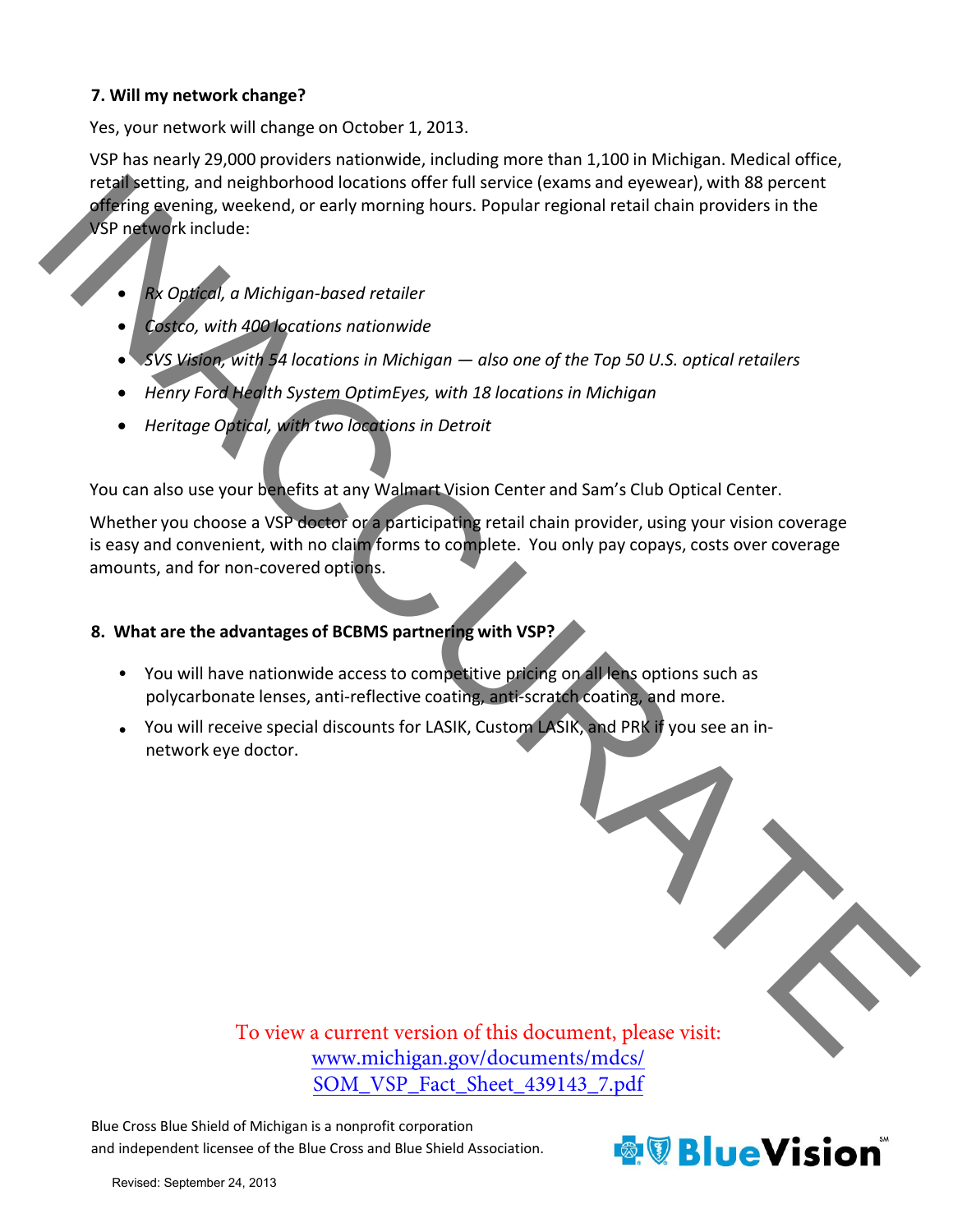**7. Will my network change?**

Yes, your network will change on October 1, 2013.

VSP has nearly 29,000 providers nationwide, including more than 1,100 in Michigan. Medical office, retail setting, and neighborhood locations offer full service (exams and eyewear), with 88 percent offering evening, weekend, or early morning hours. Popular regional retail chain providers in the VSP network include:

- *Rx Optical, a Michigan-based retailer*
- *Costco, with 400 locations nationwide*
- *SVS Vision, with 54 locations in Michigan — also one of the Top 50 U.S. optical retailers*
- *Henry Ford Health System OptimEyes, with 18 locations in Michigan*
- *Heritage Optical, with two locations in Detroit*

You can also use your benefits at any Walmart Vision Center and Sam's Club Optical Center.

Whether you choose a VSP doctor or a participating retail chain provider, using your vision coverage is easy and convenient, with no claim forms to complete. You only pay copays, costs over coverage amounts, and for non-covered options.

**8. What are the advantages of BCBMS partnering with VSP?**

- You will have nationwide access to competitive pricing on all lens options such as polycarbonate lenses, anti-reflective coating, anti-scratch coating, and more.
- You will receive special discounts for LASIK, Custom LASIK, and PRK if you see an in-network eye doctor.

INACCURATE

To view a current version of this document, please visit:
www.michigan.gov/documents/mdcs/SOM_VSP_Fact_Sheet_439143_7.pdf

Blue Cross Blue Shield of Michigan is a nonprofit corporation and independent licensee of the Blue Cross and Blue Shield Association.

BlueVision℠

Revised: September 24, 2013